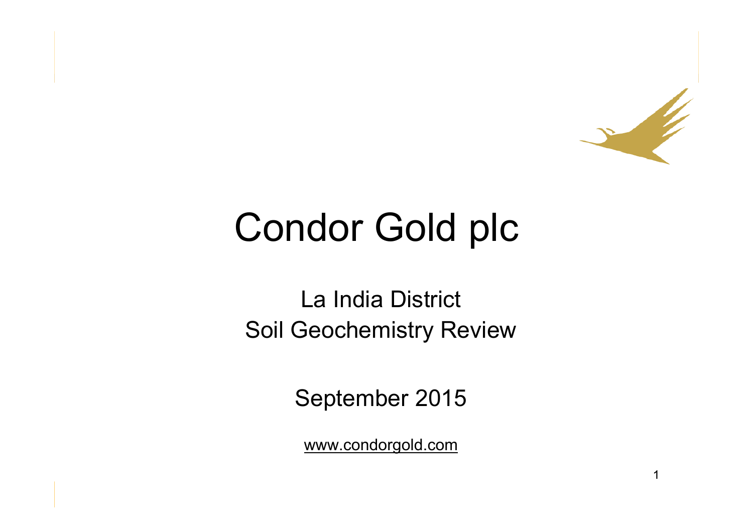# Condor Gold plc

La India District
Soil Geochemistry Review

September 2015

www.condorgold.com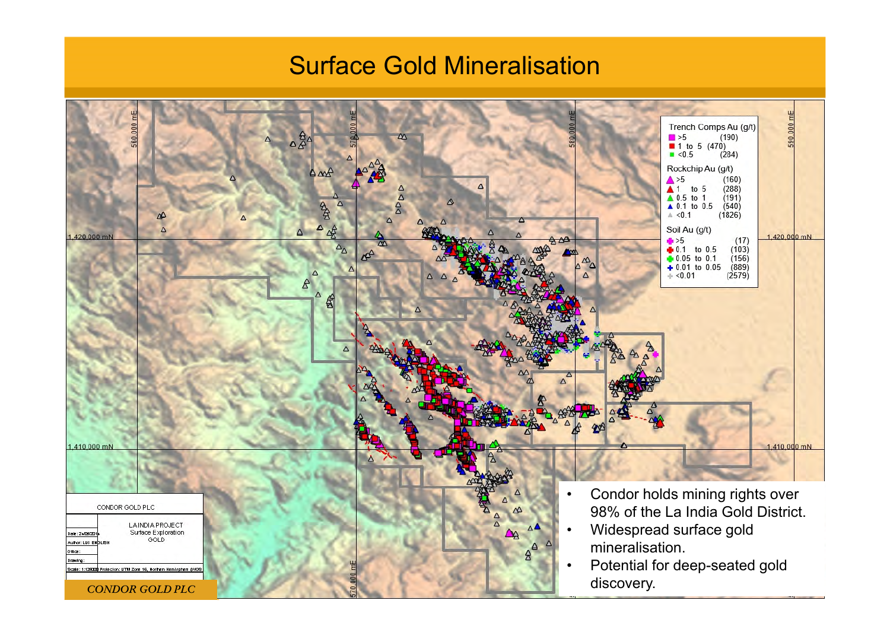# Surface Gold Mineralisation

| Trench Comps Au (g/t) | |
|---|---|
| >5 | (190) |
| 1 to 5 | (470) |
| <0.5 | (284) |

| Rockchip Au (g/t) | |
|---|---|
| >5 | (160) |
| 1 to 5 | (288) |
| 0.5 to 1 | (191) |
| 0.1 to 0.5 | (540) |
| <0.1 | (1826) |

| Soil Au (g/t) | |
|---|---|
| >5 | (17) |
| 0.1 to 0.5 | (103) |
| 0.05 to 0.1 | (156) |
| 0.01 to 0.05 | (889) |
| <0.01 | (2579) |

CONDOR GOLD PLC

LA INDIA PROJECT
Surface Exploration
GOLD

- Condor holds mining rights over 98% of the La India Gold District.
- Widespread surface gold mineralisation.
- Potential for deep-seated gold discovery.

*CONDOR GOLD PLC*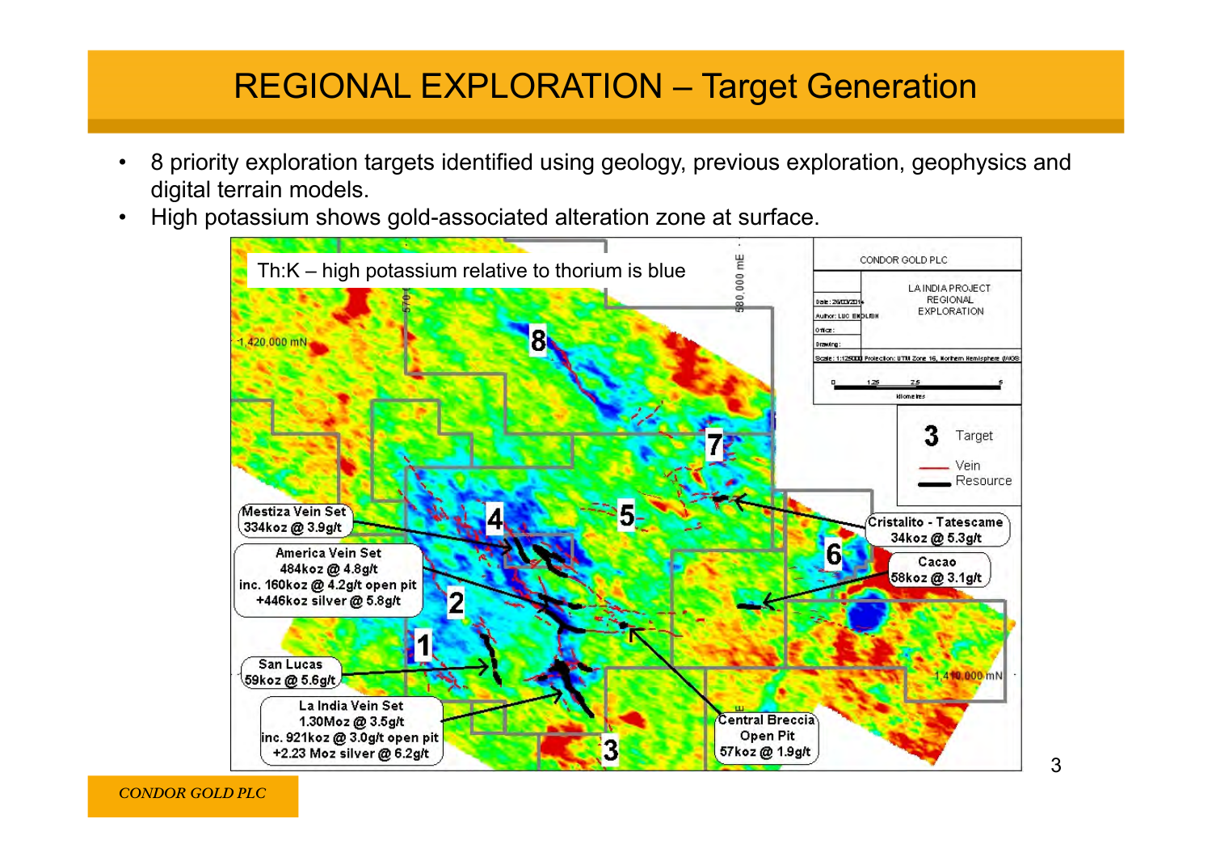# REGIONAL EXPLORATION – Target Generation

- 8 priority exploration targets identified using geology, previous exploration, geophysics and digital terrain models.
- High potassium shows gold-associated alteration zone at surface.

Th:K – high potassium relative to thorium is blue

CONDOR GOLD PLC

LA INDIA PROJECT
REGIONAL
EXPLORATION

3 Target
Vein
Resource

Mestiza Vein Set
334koz @ 3.9g/t

America Vein Set
484koz @ 4.8g/t
inc. 160koz @ 4.2g/t open pit
+446koz silver @ 5.8g/t

San Lucas
59koz @ 5.6g/t

La India Vein Set
1.30Moz @ 3.5g/t
inc. 921koz @ 3.0g/t open pit
+2.23 Moz silver @ 6.2g/t

Cristalito - Tatescame
34koz @ 5.3g/t

Cacao
58koz @ 3.1g/t

Central Breccia
Open Pit
57koz @ 1.9g/t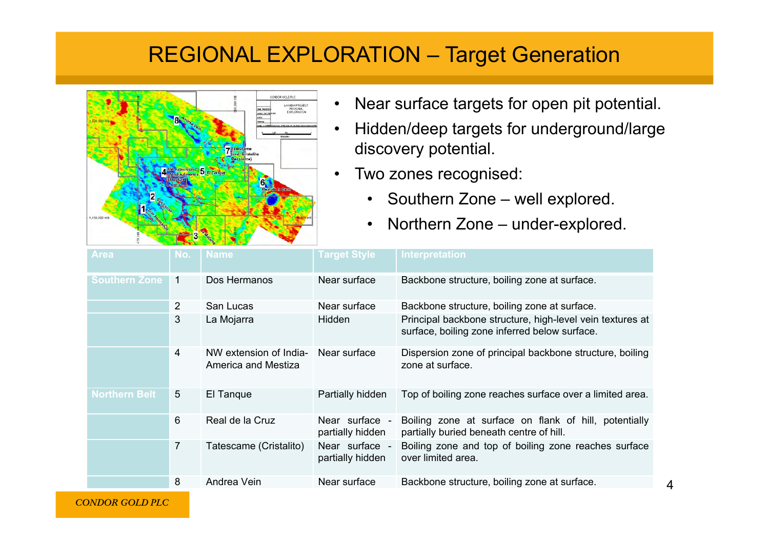# REGIONAL EXPLORATION – Target Generation

- Near surface targets for open pit potential.
- Hidden/deep targets for underground/large discovery potential.
- Two zones recognised:
  - Southern Zone – well explored.
  - Northern Zone – under-explored.

| Area | No. | Name | Target Style | Interpretation |
|---|---|---|---|---|
| Southern Zone | 1 | Dos Hermanos | Near surface | Backbone structure, boiling zone at surface. |
| | 2 | San Lucas | Near surface | Backbone structure, boiling zone at surface. |
| | 3 | La Mojarra | Hidden | Principal backbone structure, high-level vein textures at surface, boiling zone inferred below surface. |
| | 4 | NW extension of India-America and Mestiza | Near surface | Dispersion zone of principal backbone structure, boiling zone at surface. |
| Northern Belt | 5 | El Tanque | Partially hidden | Top of boiling zone reaches surface over a limited area. |
| | 6 | Real de la Cruz | Near surface - partially hidden | Boiling zone at surface on flank of hill, potentially partially buried beneath centre of hill. |
| | 7 | Tatescame (Cristalito) | Near surface - partially hidden | Boiling zone and top of boiling zone reaches surface over limited area. |
| | 8 | Andrea Vein | Near surface | Backbone structure, boiling zone at surface. |

*CONDOR GOLD PLC*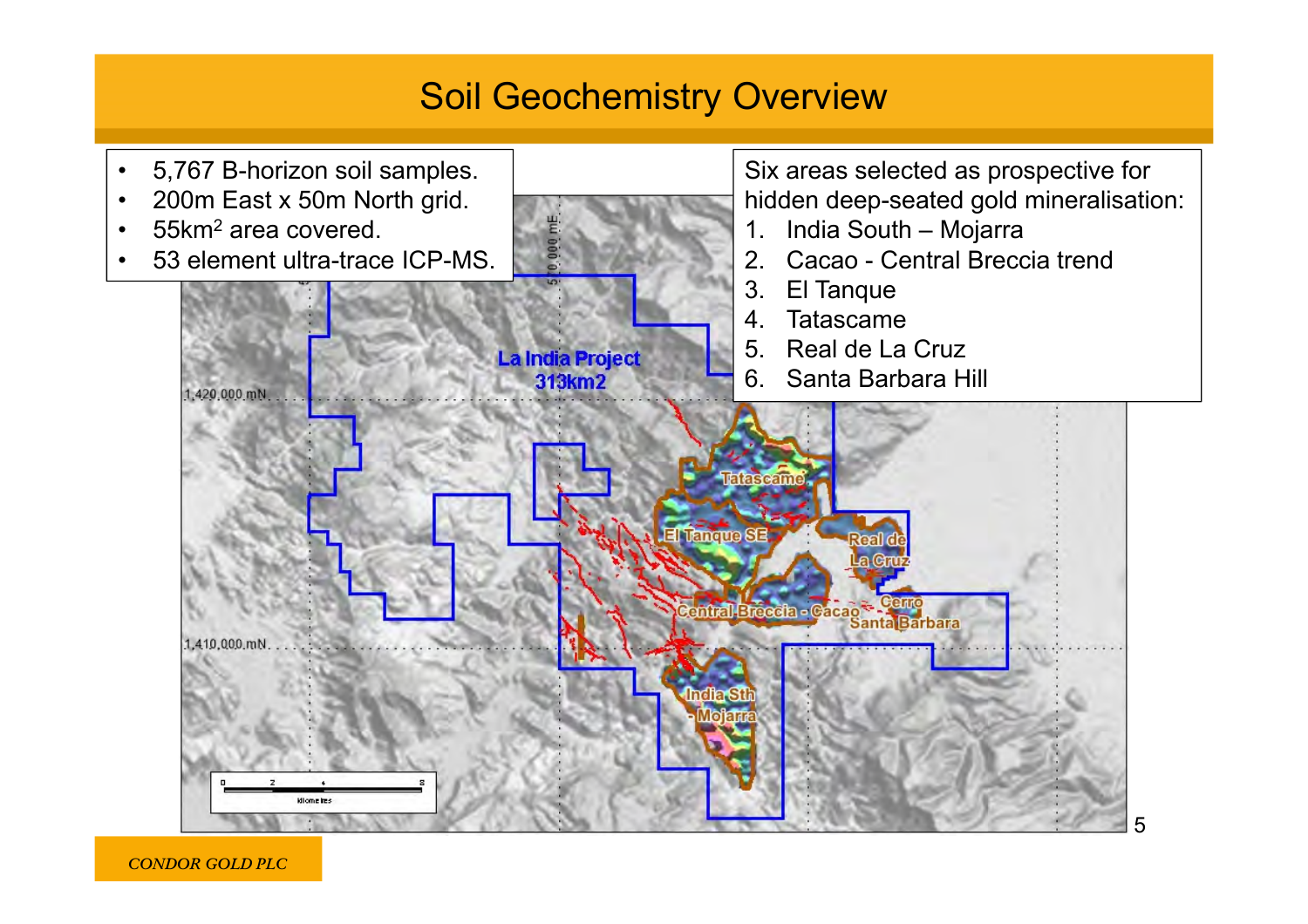# Soil Geochemistry Overview

- 5,767 B-horizon soil samples.
- 200m East x 50m North grid.
- 55km$^2$ area covered.
- 53 element ultra-trace ICP-MS.

Six areas selected as prospective for hidden deep-seated gold mineralisation:

1. India South – Mojarra
2. Cacao - Central Breccia trend
3. El Tanque
4. Tatascame
5. Real de La Cruz
6. Santa Barbara Hill

*CONDOR GOLD PLC*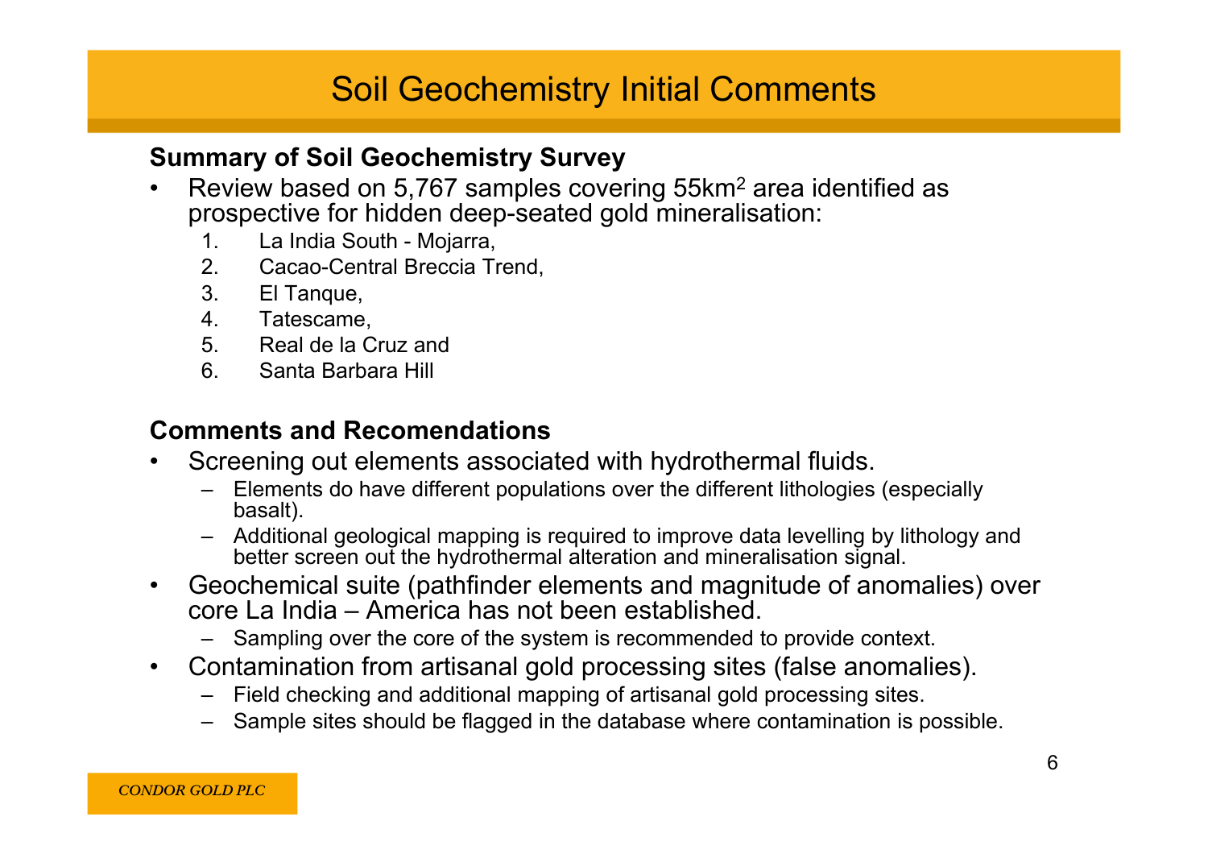# Soil Geochemistry Initial Comments

**Summary of Soil Geochemistry Survey**

- Review based on 5,767 samples covering 55km$^2$ area identified as prospective for hidden deep-seated gold mineralisation:
  1. La India South - Mojarra,
  2. Cacao-Central Breccia Trend,
  3. El Tanque,
  4. Tatescame,
  5. Real de la Cruz and
  6. Santa Barbara Hill

**Comments and Recomendations**

- Screening out elements associated with hydrothermal fluids.
  - Elements do have different populations over the different lithologies (especially basalt).
  - Additional geological mapping is required to improve data levelling by lithology and better screen out the hydrothermal alteration and mineralisation signal.
- Geochemical suite (pathfinder elements and magnitude of anomalies) over core La India – America has not been established.
  - Sampling over the core of the system is recommended to provide context.
- Contamination from artisanal gold processing sites (false anomalies).
  - Field checking and additional mapping of artisanal gold processing sites.
  - Sample sites should be flagged in the database where contamination is possible.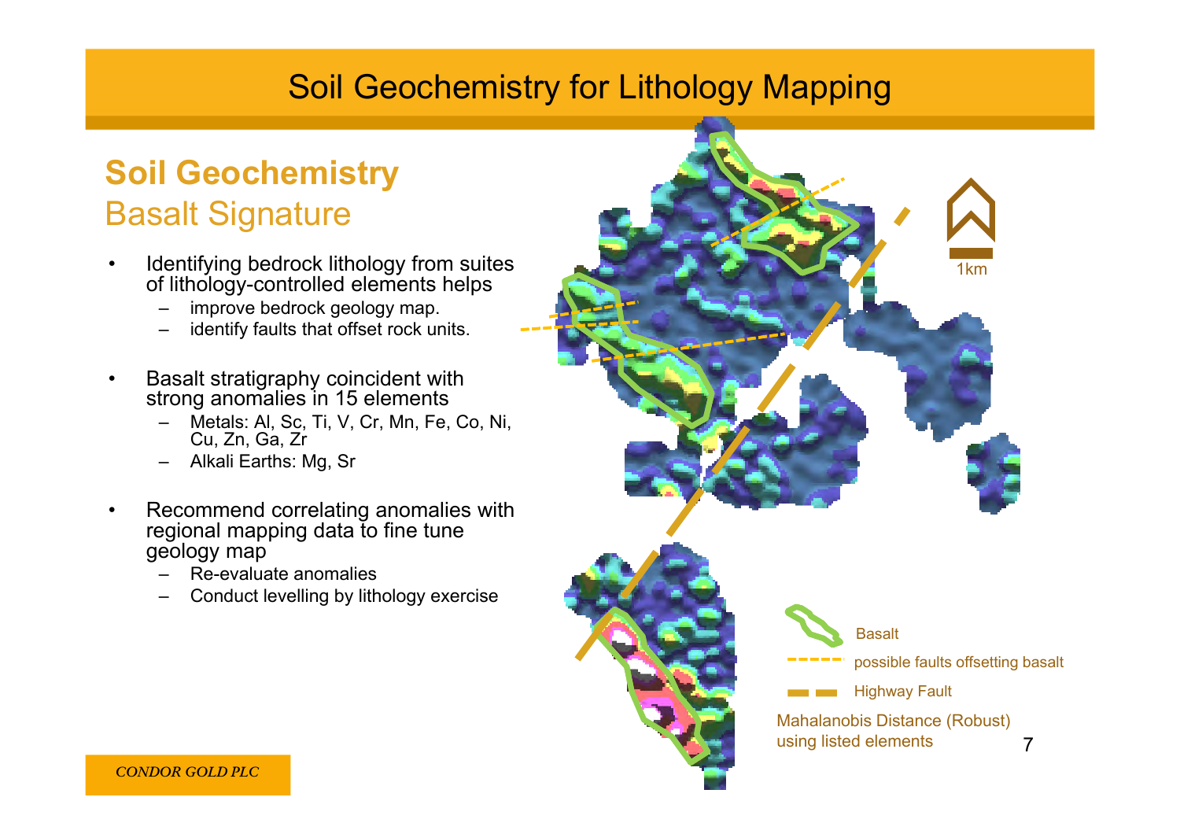# Soil Geochemistry for Lithology Mapping

## Soil Geochemistry

### Basalt Signature

- Identifying bedrock lithology from suites of lithology-controlled elements helps
  - improve bedrock geology map.
  - identify faults that offset rock units.
- Basalt stratigraphy coincident with strong anomalies in 15 elements
  - Metals: Al, Sc, Ti, V, Cr, Mn, Fe, Co, Ni, Cu, Zn, Ga, Zr
  - Alkali Earths: Mg, Sr
- Recommend correlating anomalies with regional mapping data to fine tune geology map
  - Re-evaluate anomalies
  - Conduct levelling by lithology exercise

1km

Basalt

possible faults offsetting basalt

Highway Fault

Mahalanobis Distance (Robust) using listed elements

*CONDOR GOLD PLC*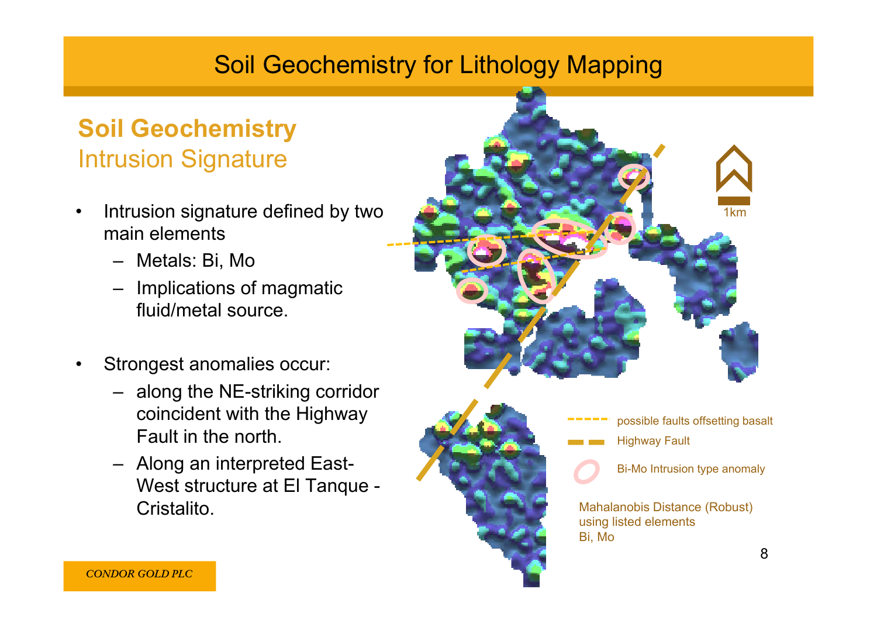# Soil Geochemistry for Lithology Mapping

## Soil Geochemistry

### Intrusion Signature

- Intrusion signature defined by two main elements
  - Metals: Bi, Mo
  - Implications of magmatic fluid/metal source.
- Strongest anomalies occur:
  - along the NE-striking corridor coincident with the Highway Fault in the north.
  - Along an interpreted East-West structure at El Tanque - Cristalito.

1km

possible faults offsetting basalt

Highway Fault

Bi-Mo Intrusion type anomaly

Mahalanobis Distance (Robust) using listed elements Bi, Mo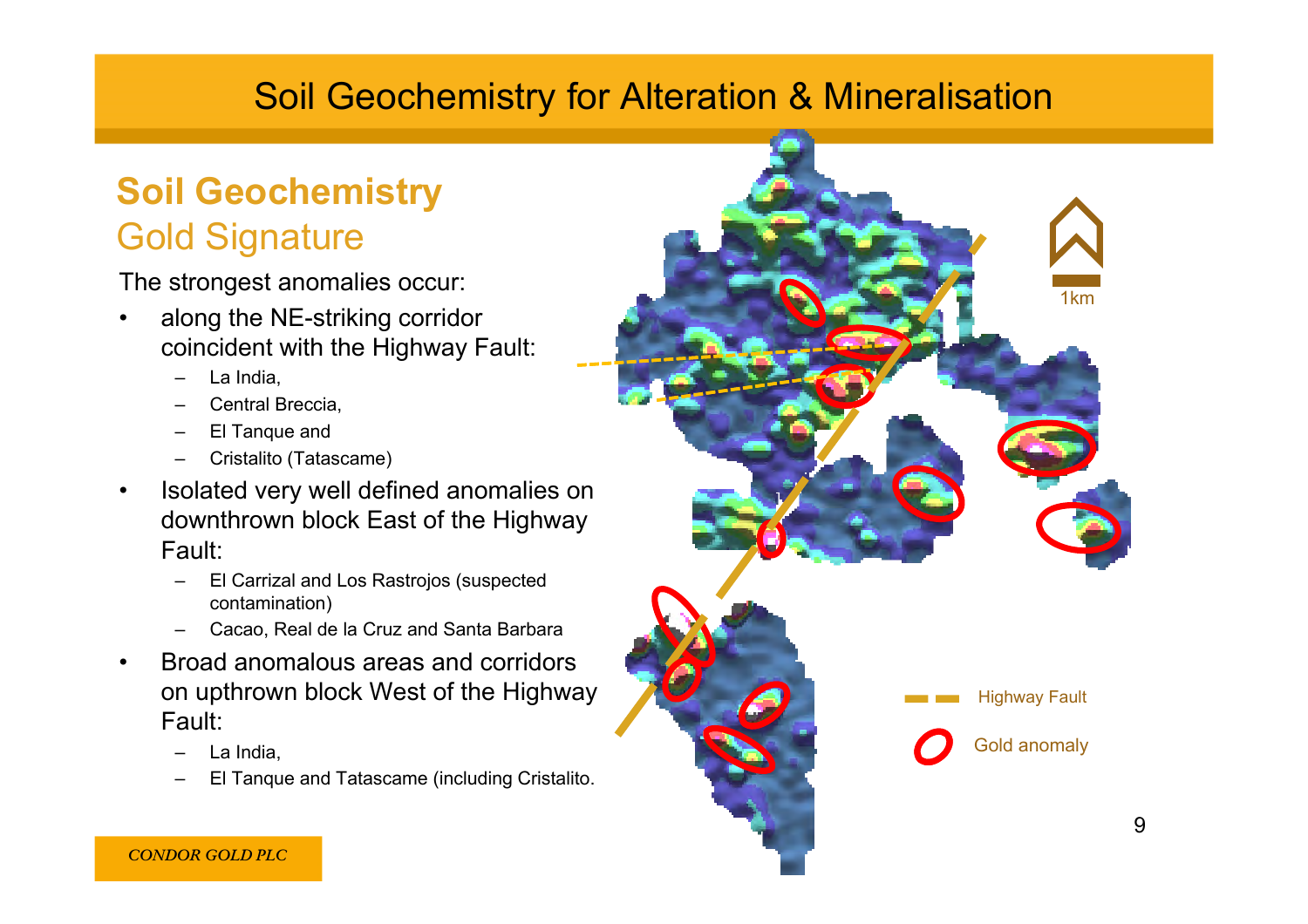# Soil Geochemistry for Alteration & Mineralisation

## Soil Geochemistry

### Gold Signature

The strongest anomalies occur:

- along the NE-striking corridor coincident with the Highway Fault:
  - La India,
  - Central Breccia,
  - El Tanque and
  - Cristalito (Tatascame)
- Isolated very well defined anomalies on downthrown block East of the Highway Fault:
  - El Carrizal and Los Rastrojos (suspected contamination)
  - Cacao, Real de la Cruz and Santa Barbara
- Broad anomalous areas and corridors on upthrown block West of the Highway Fault:
  - La India,
  - El Tanque and Tatascame (including Cristalito.

1km

Highway Fault

Gold anomaly

*CONDOR GOLD PLC*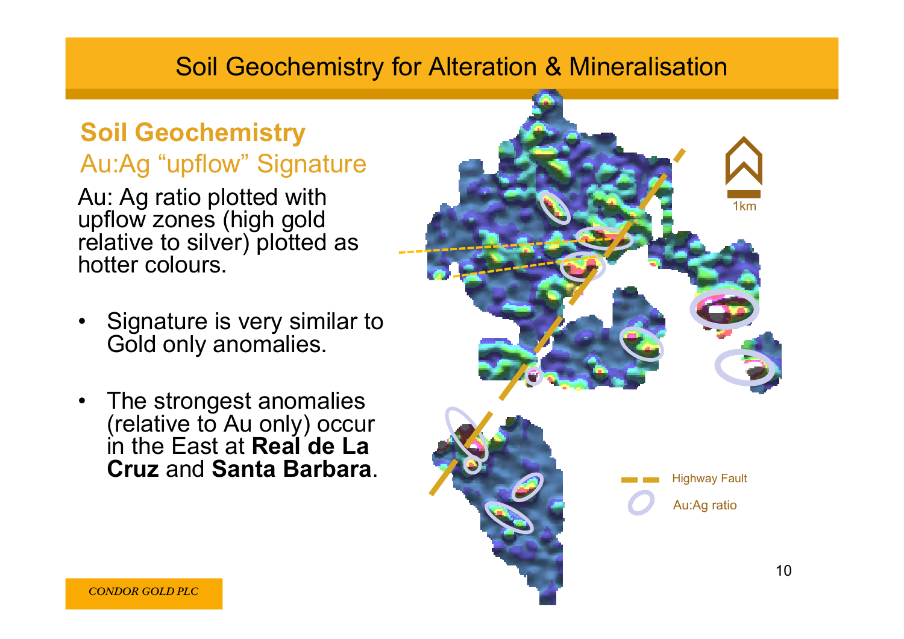# Soil Geochemistry for Alteration & Mineralisation

## Soil Geochemistry

### Au:Ag "upflow" Signature

Au: Ag ratio plotted with upflow zones (high gold relative to silver) plotted as hotter colours.

- Signature is very similar to Gold only anomalies.
- The strongest anomalies (relative to Au only) occur in the East at **Real de La Cruz** and **Santa Barbara**.

1km

Highway Fault

Au:Ag ratio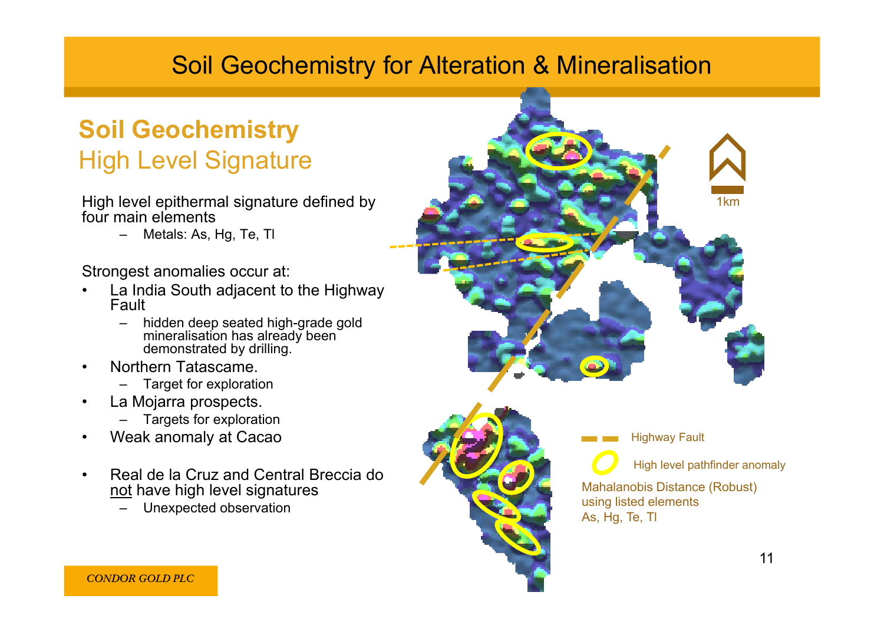# Soil Geochemistry for Alteration & Mineralisation

## Soil Geochemistry

### High Level Signature

High level epithermal signature defined by four main elements

- Metals: As, Hg, Te, Tl

Strongest anomalies occur at:

- La India South adjacent to the Highway Fault
  - hidden deep seated high-grade gold mineralisation has already been demonstrated by drilling.
- Northern Tatascame.
  - Target for exploration
- La Mojarra prospects.
  - Targets for exploration
- Weak anomaly at Cacao
- Real de la Cruz and Central Breccia do <u>not</u> have high level signatures
  - Unexpected observation

1km

Highway Fault

High level pathfinder anomaly

Mahalanobis Distance (Robust) using listed elements As, Hg, Te, Tl

CONDOR GOLD PLC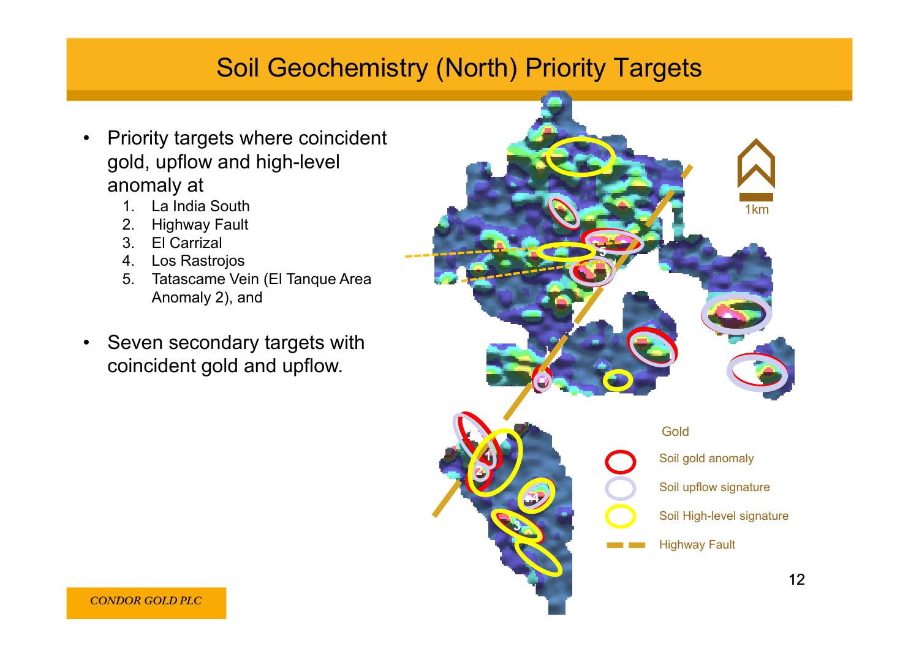# Soil Geochemistry (North) Priority Targets

- Priority targets where coincident gold, upflow and high-level anomaly at
  1. La India South
  2. Highway Fault
  3. El Carrizal
  4. Los Rastrojos
  5. Tatascame Vein (El Tanque Area Anomaly 2), and
- Seven secondary targets with coincident gold and upflow.

1km

Gold

- Soil gold anomaly
- Soil upflow signature
- Soil High-level signature
- Highway Fault

*CONDOR GOLD PLC*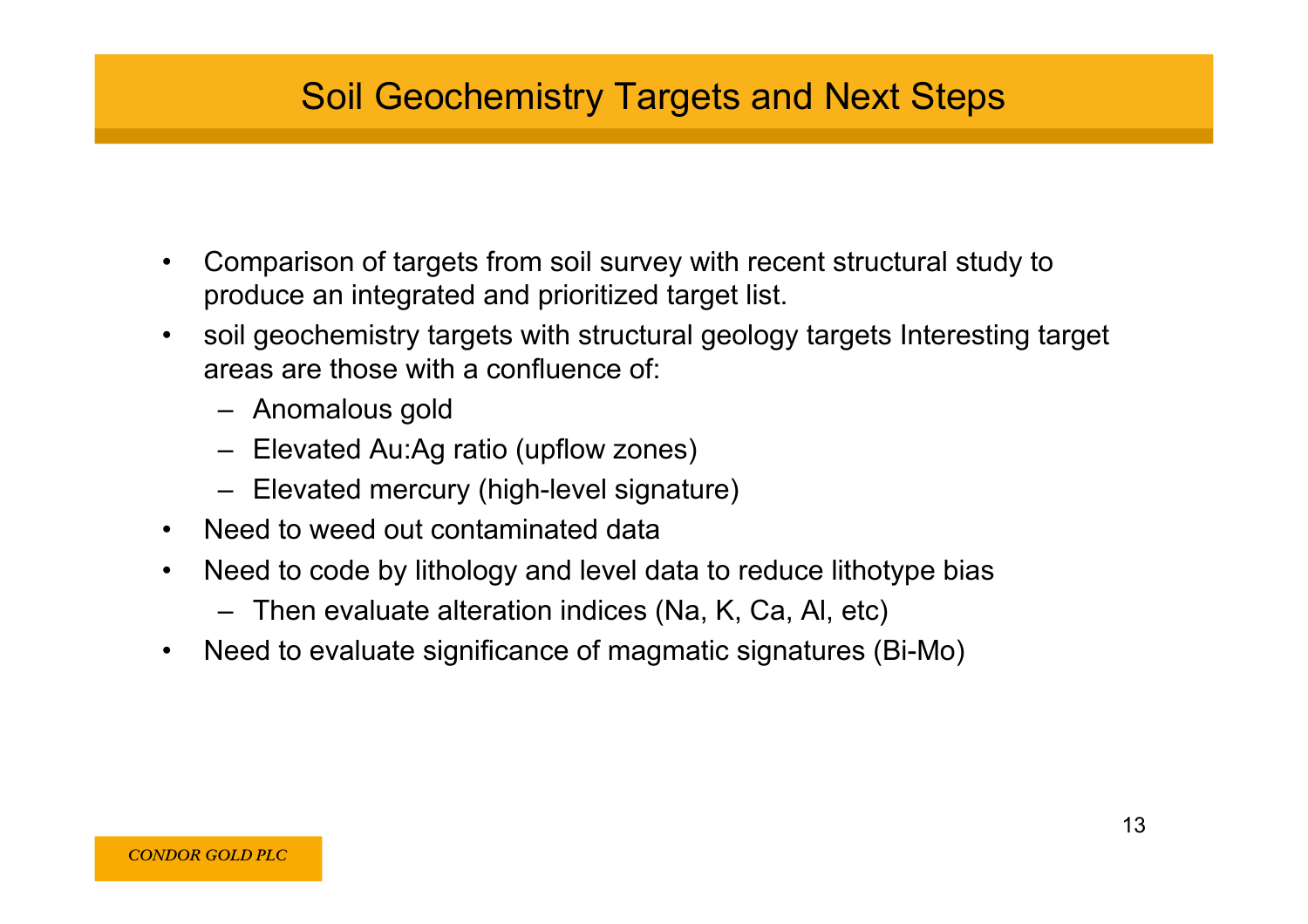# Soil Geochemistry Targets and Next Steps

- Comparison of targets from soil survey with recent structural study to produce an integrated and prioritized target list.
- soil geochemistry targets with structural geology targets Interesting target areas are those with a confluence of:
  - Anomalous gold
  - Elevated Au:Ag ratio (upflow zones)
  - Elevated mercury (high-level signature)
- Need to weed out contaminated data
- Need to code by lithology and level data to reduce lithotype bias
  - Then evaluate alteration indices (Na, K, Ca, Al, etc)
- Need to evaluate significance of magmatic signatures (Bi-Mo)